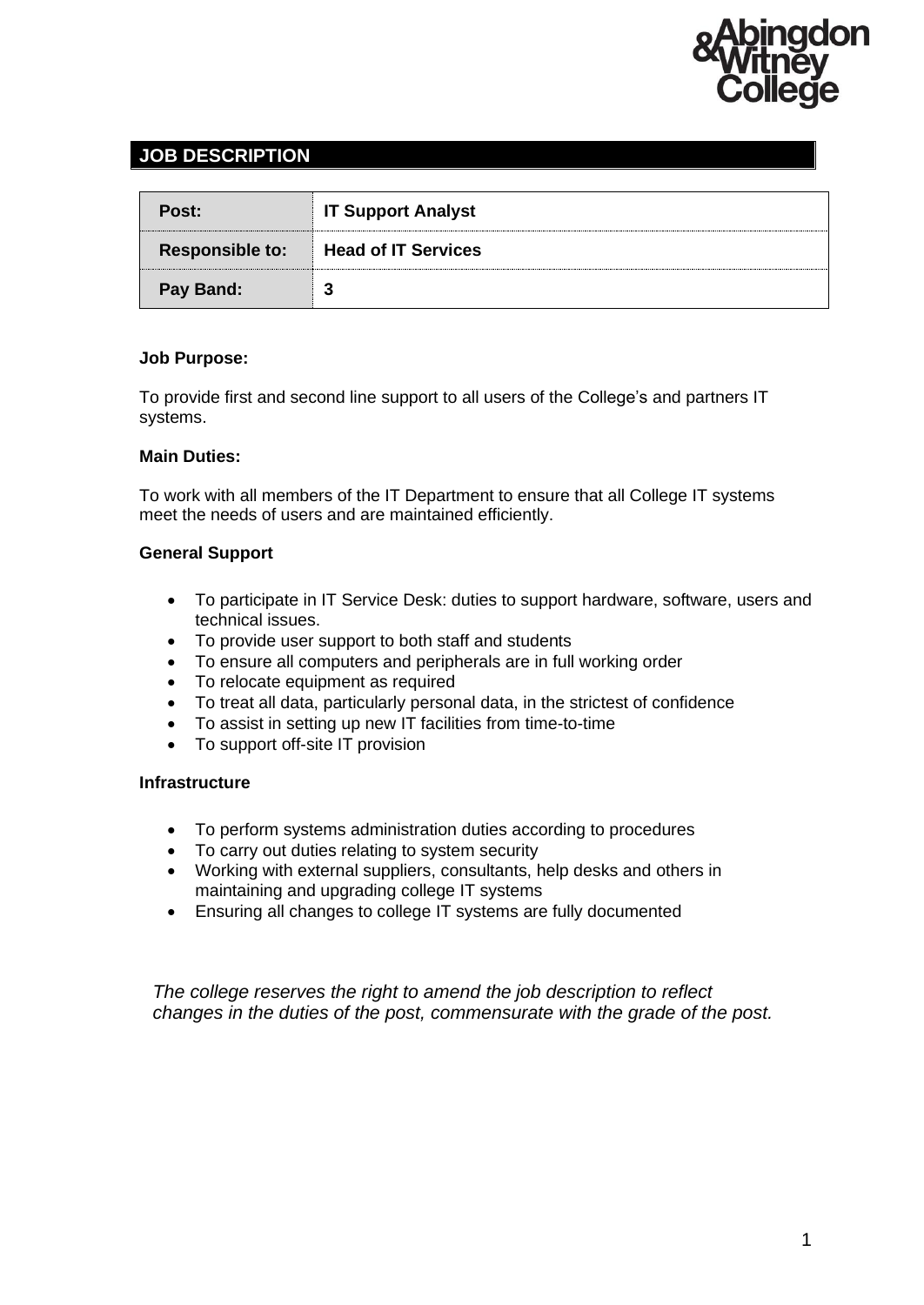## JOB DESCRIPTION

| Post: | IT Support Analyst |
|---|---|
| Responsible to: | Head of IT Services |
| Pay Band: | 3 |

**Job Purpose:**

To provide first and second line support to all users of the College's and partners IT systems.

**Main Duties:**

To work with all members of the IT Department to ensure that all College IT systems meet the needs of users and are maintained efficiently.

**General Support**

- To participate in IT Service Desk: duties to support hardware, software, users and technical issues.
- To provide user support to both staff and students
- To ensure all computers and peripherals are in full working order
- To relocate equipment as required
- To treat all data, particularly personal data, in the strictest of confidence
- To assist in setting up new IT facilities from time-to-time
- To support off-site IT provision

**Infrastructure**

- To perform systems administration duties according to procedures
- To carry out duties relating to system security
- Working with external suppliers, consultants, help desks and others in maintaining and upgrading college IT systems
- Ensuring all changes to college IT systems are fully documented

*The college reserves the right to amend the job description to reflect changes in the duties of the post, commensurate with the grade of the post.*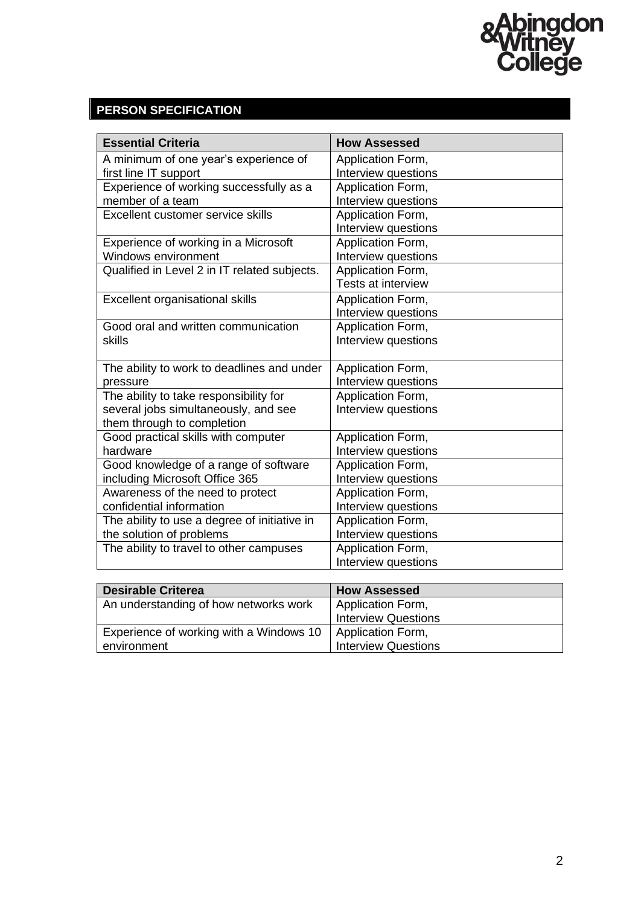## PERSON SPECIFICATION

| Essential Criteria | How Assessed |
|---|---|
| A minimum of one year's experience of first line IT support | Application Form, Interview questions |
| Experience of working successfully as a member of a team | Application Form, Interview questions |
| Excellent customer service skills | Application Form, Interview questions |
| Experience of working in a Microsoft Windows environment | Application Form, Interview questions |
| Qualified in Level 2 in IT related subjects. | Application Form, Tests at interview |
| Excellent organisational skills | Application Form, Interview questions |
| Good oral and written communication skills | Application Form, Interview questions |
| The ability to work to deadlines and under pressure | Application Form, Interview questions |
| The ability to take responsibility for several jobs simultaneously, and see them through to completion | Application Form, Interview questions |
| Good practical skills with computer hardware | Application Form, Interview questions |
| Good knowledge of a range of software including Microsoft Office 365 | Application Form, Interview questions |
| Awareness of the need to protect confidential information | Application Form, Interview questions |
| The ability to use a degree of initiative in the solution of problems | Application Form, Interview questions |
| The ability to travel to other campuses | Application Form, Interview questions |

| Desirable Criterea | How Assessed |
|---|---|
| An understanding of how networks work | Application Form, Interview Questions |
| Experience of working with a Windows 10 environment | Application Form, Interview Questions |